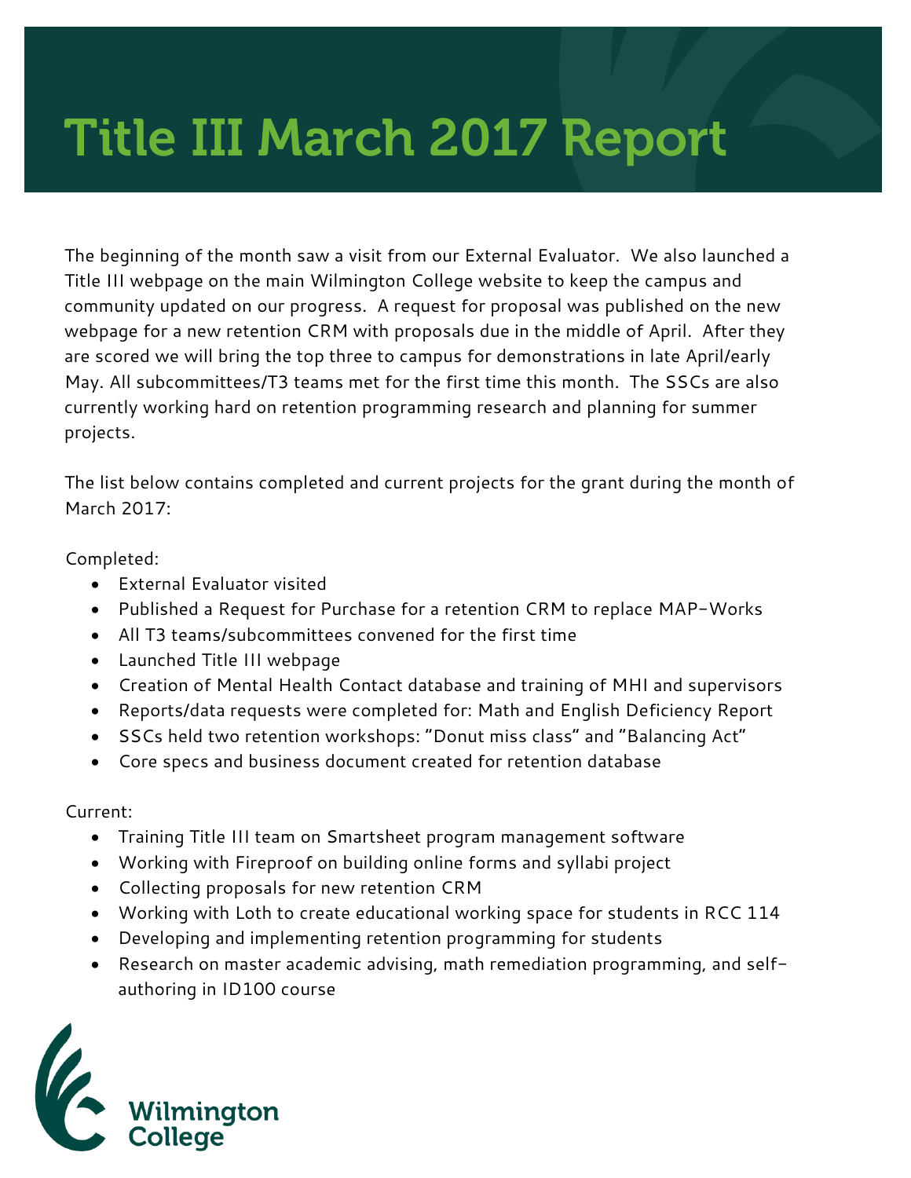# Title III March 2017 Report

The beginning of the month saw a visit from our External Evaluator. We also launched a Title III webpage on the main Wilmington College website to keep the campus and community updated on our progress. A request for proposal was published on the new webpage for a new retention CRM with proposals due in the middle of April. After they are scored we will bring the top three to campus for demonstrations in late April/early May. All subcommittees/T3 teams met for the first time this month. The SSCs are also currently working hard on retention programming research and planning for summer projects.

The list below contains completed and current projects for the grant during the month of March 2017:

Completed:

- External Evaluator visited
- Published a Request for Purchase for a retention CRM to replace MAP-Works
- All T3 teams/subcommittees convened for the first time
- Launched Title III webpage
- Creation of Mental Health Contact database and training of MHI and supervisors
- Reports/data requests were completed for: Math and English Deficiency Report
- SSCs held two retention workshops: "Donut miss class" and "Balancing Act"
- Core specs and business document created for retention database

Current:

- Training Title III team on Smartsheet program management software
- Working with Fireproof on building online forms and syllabi project
- Collecting proposals for new retention CRM
- Working with Loth to create educational working space for students in RCC 114
- Developing and implementing retention programming for students
- Research on master academic advising, math remediation programming, and self-authoring in ID100 course

Wilmington College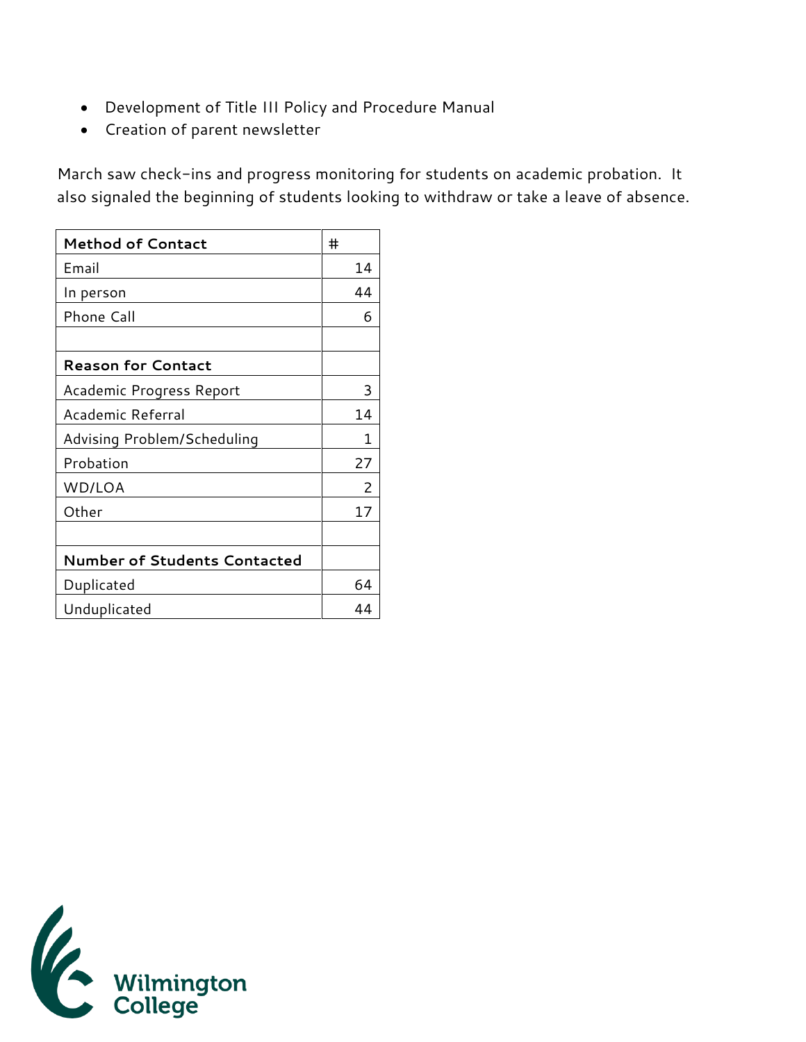- Development of Title III Policy and Procedure Manual
- Creation of parent newsletter

March saw check-ins and progress monitoring for students on academic probation. It also signaled the beginning of students looking to withdraw or take a leave of absence.

| **Method of Contact** | # |
|---|---|
| Email | 14 |
| In person | 44 |
| Phone Call | 6 |
| | |
| **Reason for Contact** | |
| Academic Progress Report | 3 |
| Academic Referral | 14 |
| Advising Problem/Scheduling | 1 |
| Probation | 27 |
| WD/LOA | 2 |
| Other | 17 |
| | |
| **Number of Students Contacted** | |
| Duplicated | 64 |
| Unduplicated | 44 |

Wilmington College